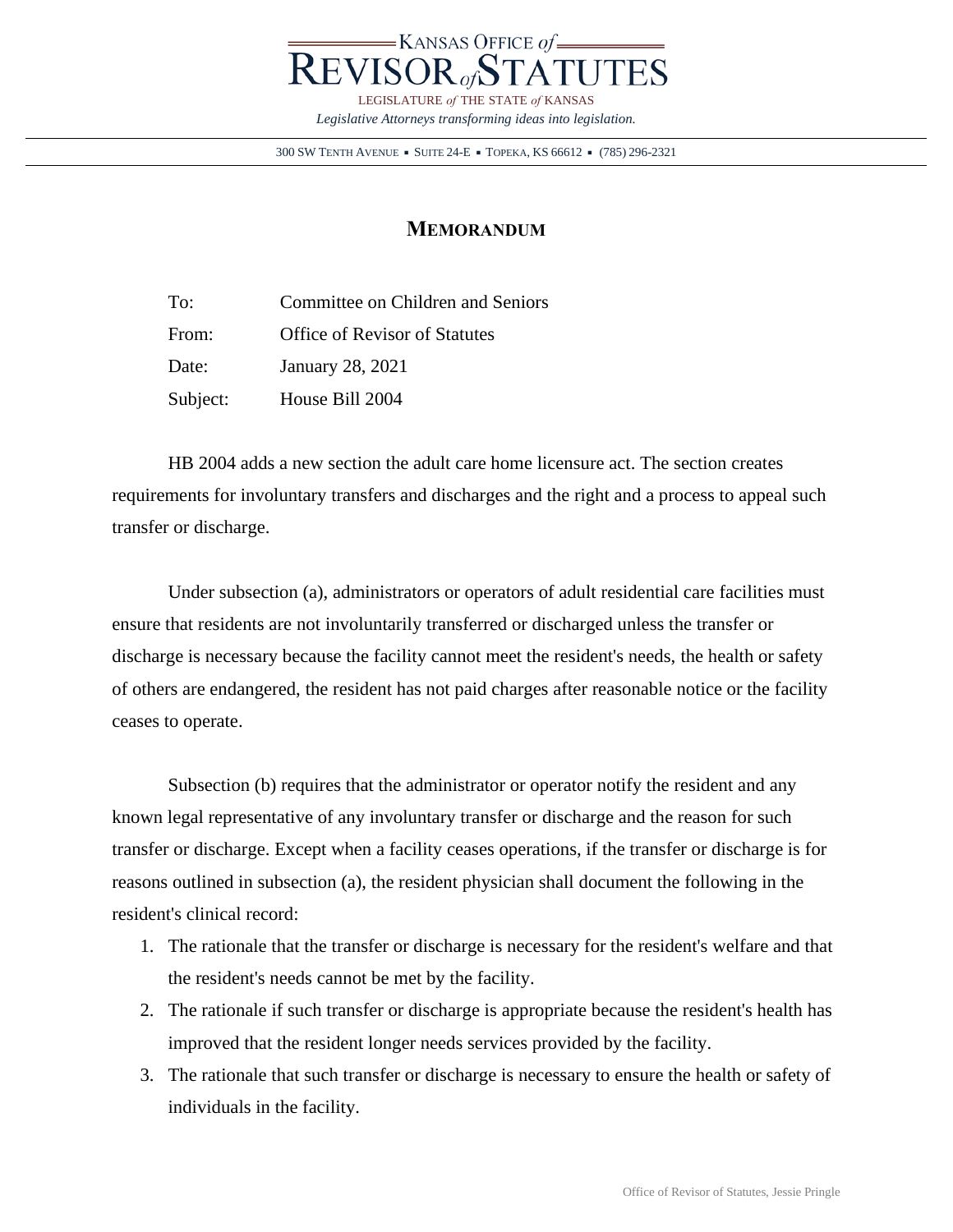KANSAS OFFICE *of*

# REVISOR *of* STATUTES

LEGISLATURE *of* THE STATE *of* KANSAS

*Legislative Attorneys transforming ideas into legislation.*

300 SW TENTH AVENUE ▪ SUITE 24-E ▪ TOPEKA, KS 66612 ▪ (785) 296-2321

## MEMORANDUM

To: Committee on Children and Seniors

From: Office of Revisor of Statutes

Date: January 28, 2021

Subject: House Bill 2004

HB 2004 adds a new section the adult care home licensure act. The section creates requirements for involuntary transfers and discharges and the right and a process to appeal such transfer or discharge.

Under subsection (a), administrators or operators of adult residential care facilities must ensure that residents are not involuntarily transferred or discharged unless the transfer or discharge is necessary because the facility cannot meet the resident's needs, the health or safety of others are endangered, the resident has not paid charges after reasonable notice or the facility ceases to operate.

Subsection (b) requires that the administrator or operator notify the resident and any known legal representative of any involuntary transfer or discharge and the reason for such transfer or discharge. Except when a facility ceases operations, if the transfer or discharge is for reasons outlined in subsection (a), the resident physician shall document the following in the resident's clinical record:

1. The rationale that the transfer or discharge is necessary for the resident's welfare and that the resident's needs cannot be met by the facility.
2. The rationale if such transfer or discharge is appropriate because the resident's health has improved that the resident longer needs services provided by the facility.
3. The rationale that such transfer or discharge is necessary to ensure the health or safety of individuals in the facility.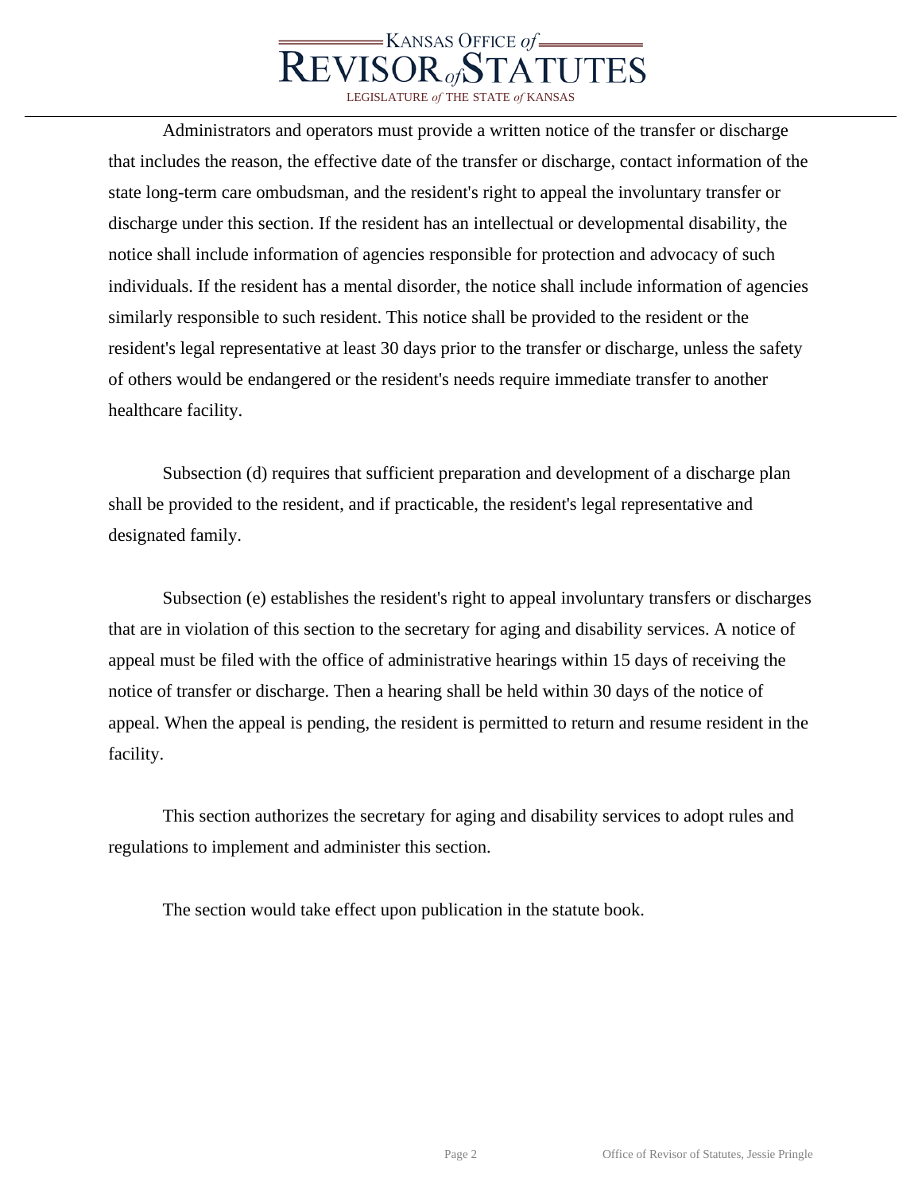Administrators and operators must provide a written notice of the transfer or discharge that includes the reason, the effective date of the transfer or discharge, contact information of the state long-term care ombudsman, and the resident's right to appeal the involuntary transfer or discharge under this section. If the resident has an intellectual or developmental disability, the notice shall include information of agencies responsible for protection and advocacy of such individuals. If the resident has a mental disorder, the notice shall include information of agencies similarly responsible to such resident. This notice shall be provided to the resident or the resident's legal representative at least 30 days prior to the transfer or discharge, unless the safety of others would be endangered or the resident's needs require immediate transfer to another healthcare facility.

Subsection (d) requires that sufficient preparation and development of a discharge plan shall be provided to the resident, and if practicable, the resident's legal representative and designated family.

Subsection (e) establishes the resident's right to appeal involuntary transfers or discharges that are in violation of this section to the secretary for aging and disability services. A notice of appeal must be filed with the office of administrative hearings within 15 days of receiving the notice of transfer or discharge. Then a hearing shall be held within 30 days of the notice of appeal. When the appeal is pending, the resident is permitted to return and resume resident in the facility.

This section authorizes the secretary for aging and disability services to adopt rules and regulations to implement and administer this section.

The section would take effect upon publication in the statute book.